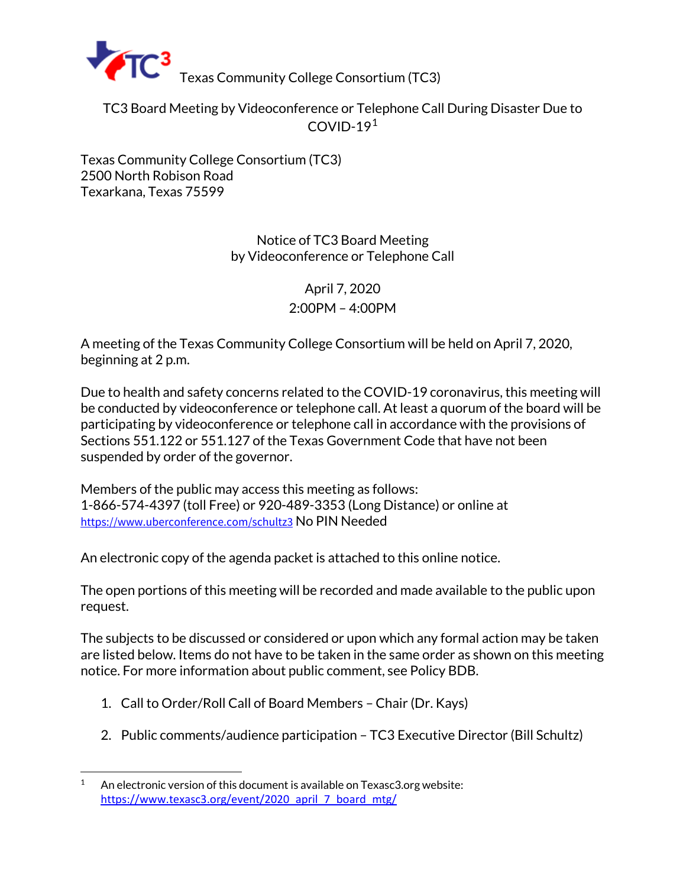TC3 Texas Community College Consortium (TC3)

# TC3 Board Meeting by Videoconference or Telephone Call During Disaster Due to COVID-19[1]

Texas Community College Consortium (TC3)
2500 North Robison Road
Texarkana, Texas 75599

## Notice of TC3 Board Meeting by Videoconference or Telephone Call

April 7, 2020

2:00PM – 4:00PM

A meeting of the Texas Community College Consortium will be held on April 7, 2020, beginning at 2 p.m.

Due to health and safety concerns related to the COVID-19 coronavirus, this meeting will be conducted by videoconference or telephone call. At least a quorum of the board will be participating by videoconference or telephone call in accordance with the provisions of Sections 551.122 or 551.127 of the Texas Government Code that have not been suspended by order of the governor.

Members of the public may access this meeting as follows:
1-866-574-4397 (toll Free) or 920-489-3353 (Long Distance) or online at https://www.uberconference.com/schultz3 No PIN Needed

An electronic copy of the agenda packet is attached to this online notice.

The open portions of this meeting will be recorded and made available to the public upon request.

The subjects to be discussed or considered or upon which any formal action may be taken are listed below. Items do not have to be taken in the same order as shown on this meeting notice. For more information about public comment, see Policy BDB.

1. Call to Order/Roll Call of Board Members – Chair (Dr. Kays)
2. Public comments/audience participation – TC3 Executive Director (Bill Schultz)

---

[1] An electronic version of this document is available on Texasc3.org website: https://www.texasc3.org/event/2020_april_7_board_mtg/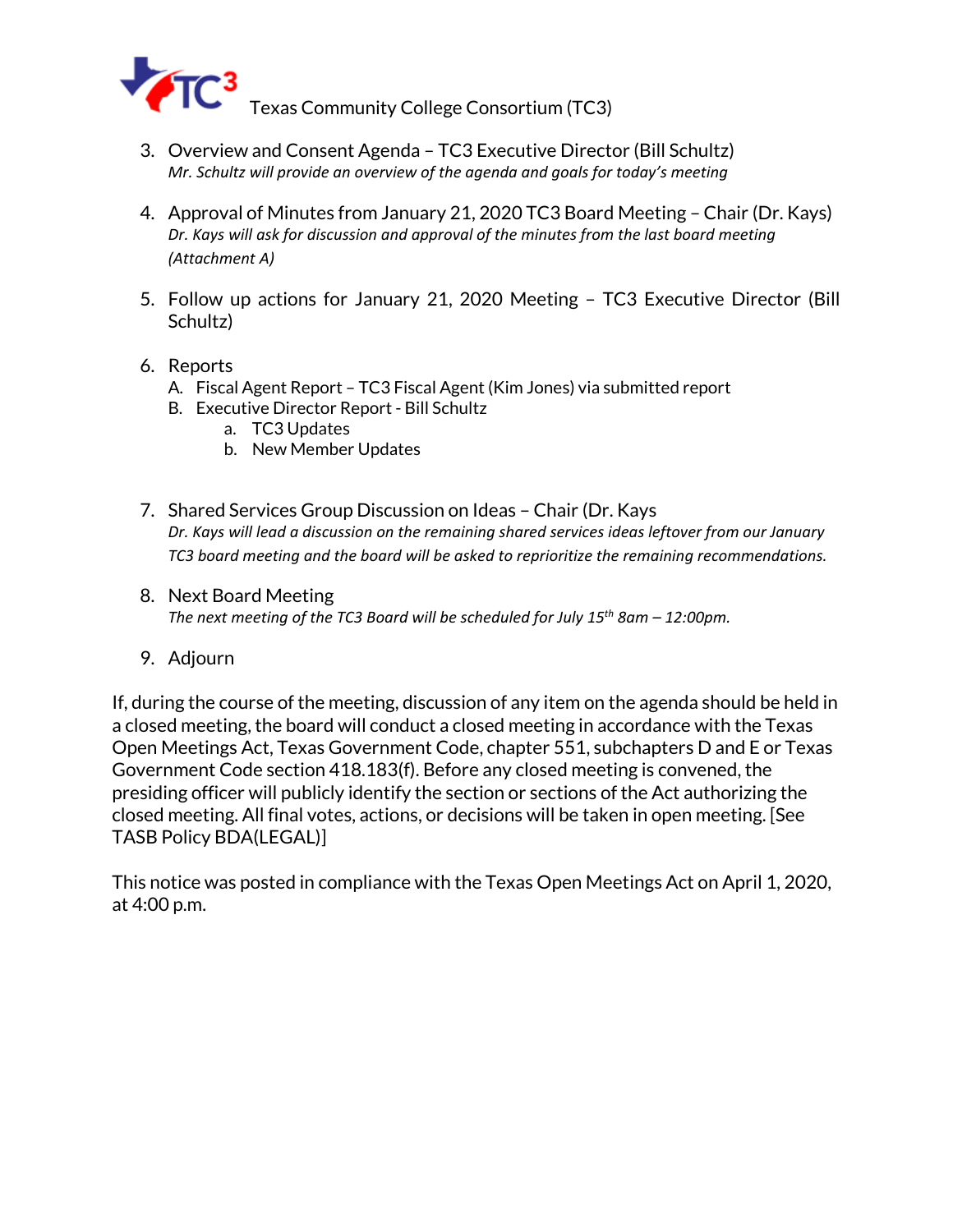Texas Community College Consortium (TC3)

3. Overview and Consent Agenda – TC3 Executive Director (Bill Schultz)
   *Mr. Schultz will provide an overview of the agenda and goals for today's meeting*

4. Approval of Minutes from January 21, 2020 TC3 Board Meeting – Chair (Dr. Kays)
   *Dr. Kays will ask for discussion and approval of the minutes from the last board meeting (Attachment A)*

5. Follow up actions for January 21, 2020 Meeting – TC3 Executive Director (Bill Schultz)

6. Reports
   A. Fiscal Agent Report – TC3 Fiscal Agent (Kim Jones) via submitted report
   B. Executive Director Report - Bill Schultz
      a. TC3 Updates
      b. New Member Updates

7. Shared Services Group Discussion on Ideas – Chair (Dr. Kays
   *Dr. Kays will lead a discussion on the remaining shared services ideas leftover from our January TC3 board meeting and the board will be asked to reprioritize the remaining recommendations.*

8. Next Board Meeting
   *The next meeting of the TC3 Board will be scheduled for July 15th 8am – 12:00pm.*

9. Adjourn

If, during the course of the meeting, discussion of any item on the agenda should be held in a closed meeting, the board will conduct a closed meeting in accordance with the Texas Open Meetings Act, Texas Government Code, chapter 551, subchapters D and E or Texas Government Code section 418.183(f). Before any closed meeting is convened, the presiding officer will publicly identify the section or sections of the Act authorizing the closed meeting. All final votes, actions, or decisions will be taken in open meeting. [See TASB Policy BDA(LEGAL)]

This notice was posted in compliance with the Texas Open Meetings Act on April 1, 2020, at 4:00 p.m.